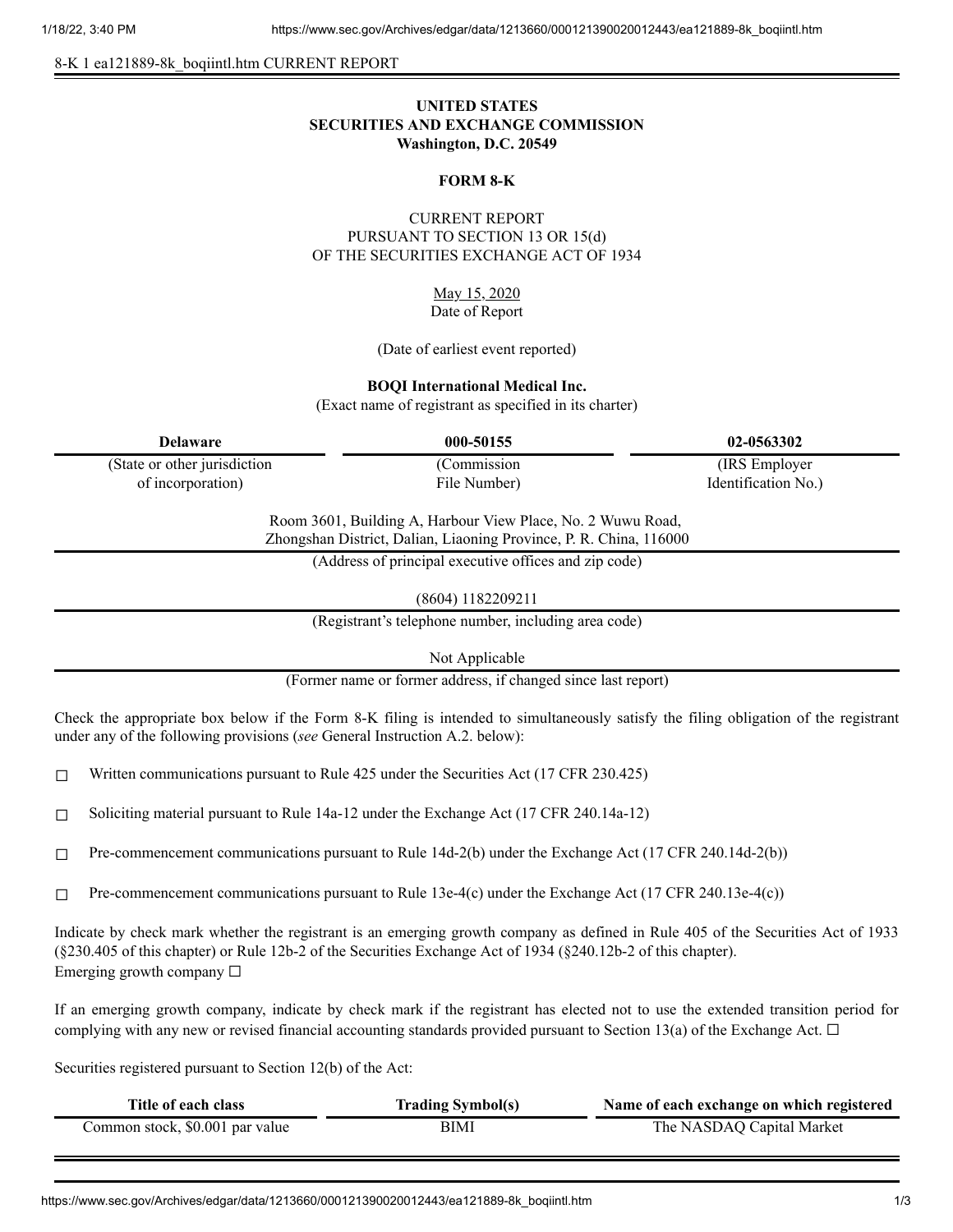8-K 1 ea121889-8k_boqiintl.htm CURRENT REPORT

**UNITED STATES**
**SECURITIES AND EXCHANGE COMMISSION**
**Washington, D.C. 20549**

**FORM 8-K**

CURRENT REPORT
PURSUANT TO SECTION 13 OR 15(d)
OF THE SECURITIES EXCHANGE ACT OF 1934

May 15, 2020
Date of Report

(Date of earliest event reported)

**BOQI International Medical Inc.**
(Exact name of registrant as specified in its charter)

| **Delaware** | **000-50155** | **02-0563302** |
|---|---|---|
| (State or other jurisdiction of incorporation) | (Commission File Number) | (IRS Employer Identification No.) |

Room 3601, Building A, Harbour View Place, No. 2 Wuwu Road,
Zhongshan District, Dalian, Liaoning Province, P. R. China, 116000
(Address of principal executive offices and zip code)

(8604) 1182209211
(Registrant's telephone number, including area code)

Not Applicable
(Former name or former address, if changed since last report)

Check the appropriate box below if the Form 8-K filing is intended to simultaneously satisfy the filing obligation of the registrant under any of the following provisions (*see* General Instruction A.2. below):

☐ Written communications pursuant to Rule 425 under the Securities Act (17 CFR 230.425)

☐ Soliciting material pursuant to Rule 14a-12 under the Exchange Act (17 CFR 240.14a-12)

☐ Pre-commencement communications pursuant to Rule 14d-2(b) under the Exchange Act (17 CFR 240.14d-2(b))

☐ Pre-commencement communications pursuant to Rule 13e-4(c) under the Exchange Act (17 CFR 240.13e-4(c))

Indicate by check mark whether the registrant is an emerging growth company as defined in Rule 405 of the Securities Act of 1933 (§230.405 of this chapter) or Rule 12b-2 of the Securities Exchange Act of 1934 (§240.12b-2 of this chapter).
Emerging growth company ☐

If an emerging growth company, indicate by check mark if the registrant has elected not to use the extended transition period for complying with any new or revised financial accounting standards provided pursuant to Section 13(a) of the Exchange Act. ☐

Securities registered pursuant to Section 12(b) of the Act:

| Title of each class | Trading Symbol(s) | Name of each exchange on which registered |
|---|---|---|
| Common stock, $0.001 par value | BIMI | The NASDAQ Capital Market |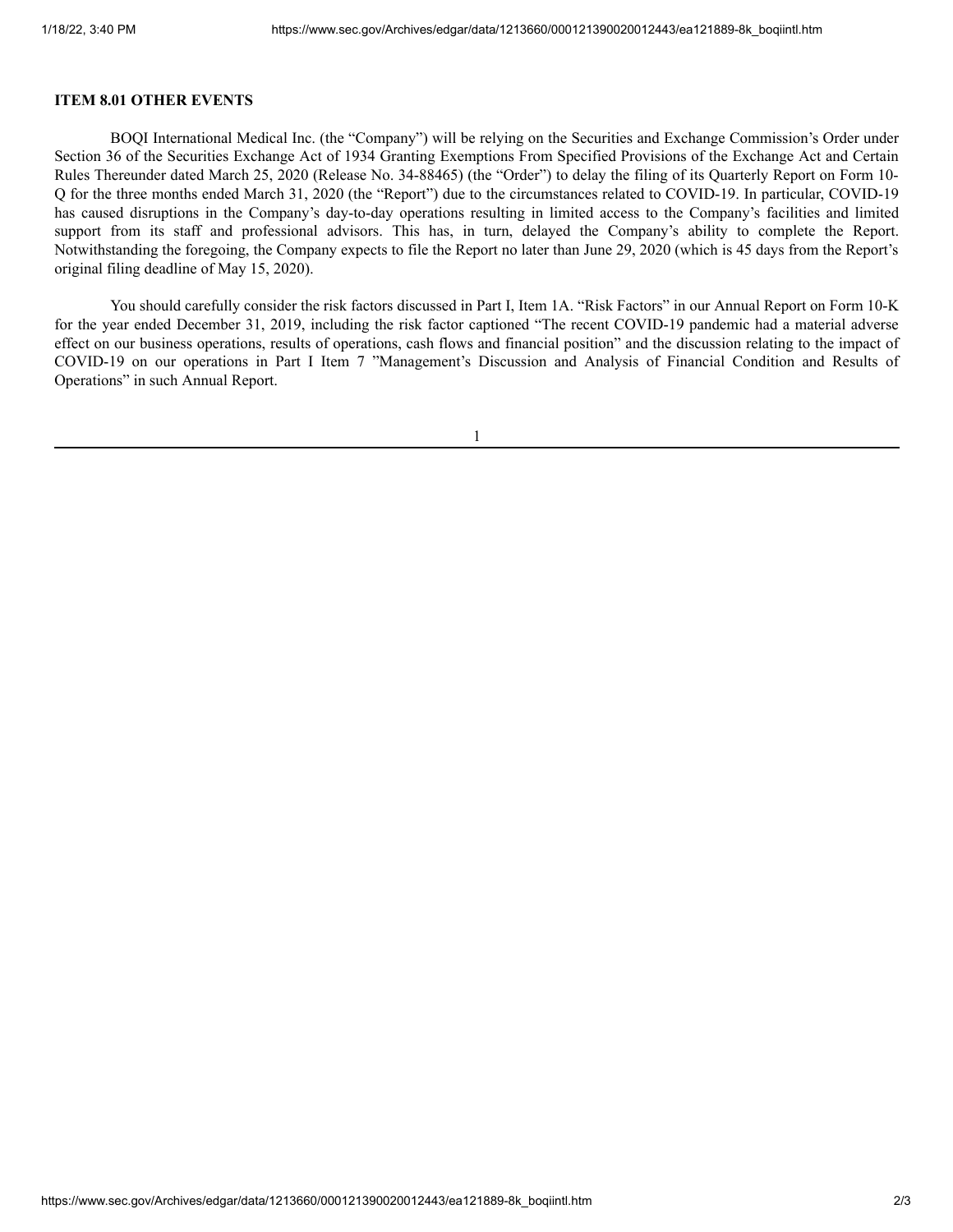**ITEM 8.01 OTHER EVENTS**

BOQI International Medical Inc. (the "Company") will be relying on the Securities and Exchange Commission's Order under Section 36 of the Securities Exchange Act of 1934 Granting Exemptions From Specified Provisions of the Exchange Act and Certain Rules Thereunder dated March 25, 2020 (Release No. 34-88465) (the "Order") to delay the filing of its Quarterly Report on Form 10-Q for the three months ended March 31, 2020 (the "Report") due to the circumstances related to COVID-19. In particular, COVID-19 has caused disruptions in the Company's day-to-day operations resulting in limited access to the Company's facilities and limited support from its staff and professional advisors. This has, in turn, delayed the Company's ability to complete the Report. Notwithstanding the foregoing, the Company expects to file the Report no later than June 29, 2020 (which is 45 days from the Report's original filing deadline of May 15, 2020).

You should carefully consider the risk factors discussed in Part I, Item 1A. "Risk Factors" in our Annual Report on Form 10-K for the year ended December 31, 2019, including the risk factor captioned "The recent COVID-19 pandemic had a material adverse effect on our business operations, results of operations, cash flows and financial position" and the discussion relating to the impact of COVID-19 on our operations in Part I Item 7 "Management's Discussion and Analysis of Financial Condition and Results of Operations" in such Annual Report.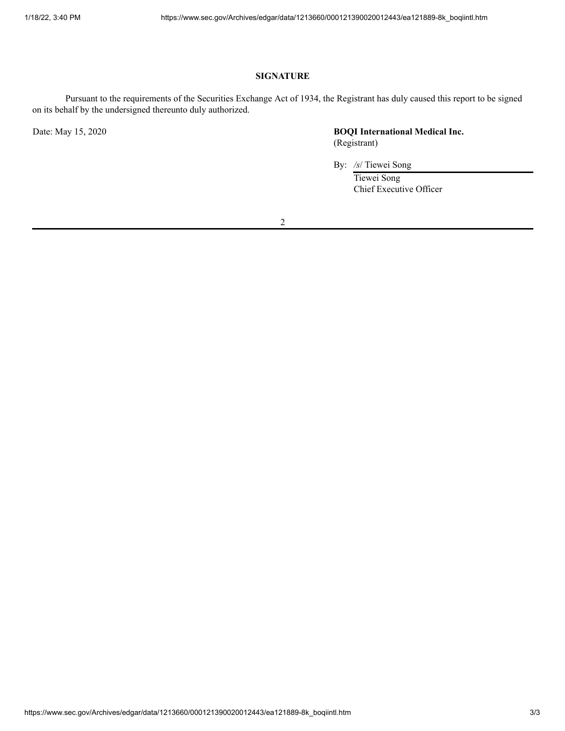## SIGNATURE

Pursuant to the requirements of the Securities Exchange Act of 1934, the Registrant has duly caused this report to be signed on its behalf by the undersigned thereunto duly authorized.

Date: May 15, 2020

**BOQI International Medical Inc.**
(Registrant)

By: */s/* Tiewei Song
Tiewei Song
Chief Executive Officer